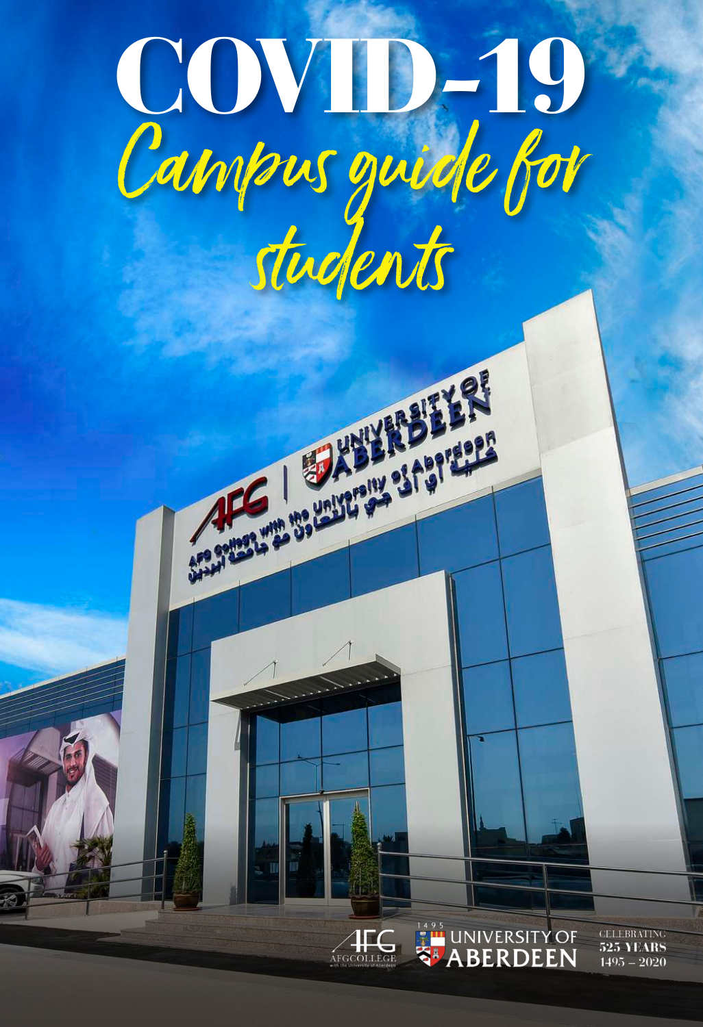# COVID-19

## Campus guide for students

AFG College with the University of Aberdeen

CELEBRATING 525 YEARS 1495 – 2020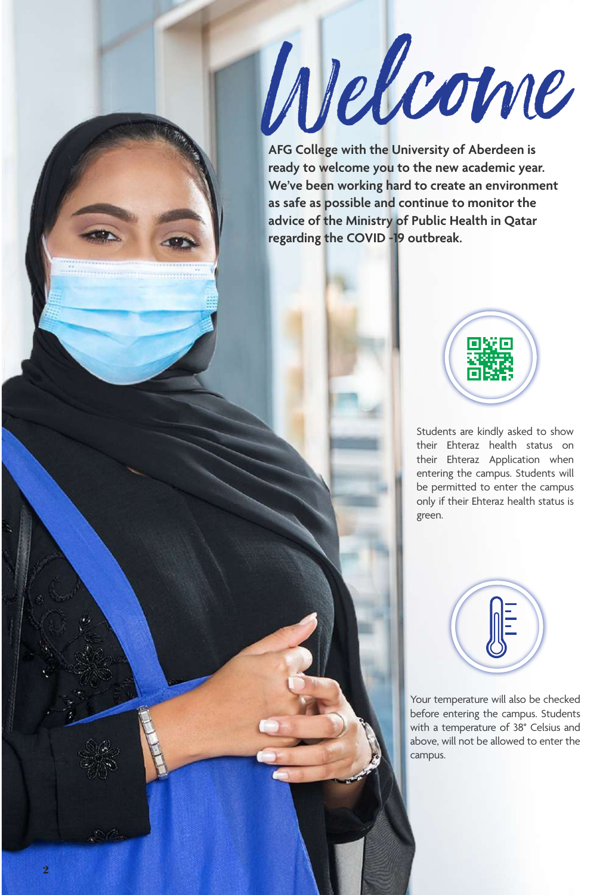# Welcome

**AFG College with the University of Aberdeen is ready to welcome you to the new academic year. We've been working hard to create an environment as safe as possible and continue to monitor the advice of the Ministry of Public Health in Qatar regarding the COVID -19 outbreak.**

Students are kindly asked to show their Ehteraz health status on their Ehteraz Application when entering the campus. Students will be permitted to enter the campus only if their Ehteraz health status is green.

Your temperature will also be checked before entering the campus. Students with a temperature of 38° Celsius and above, will not be allowed to enter the campus.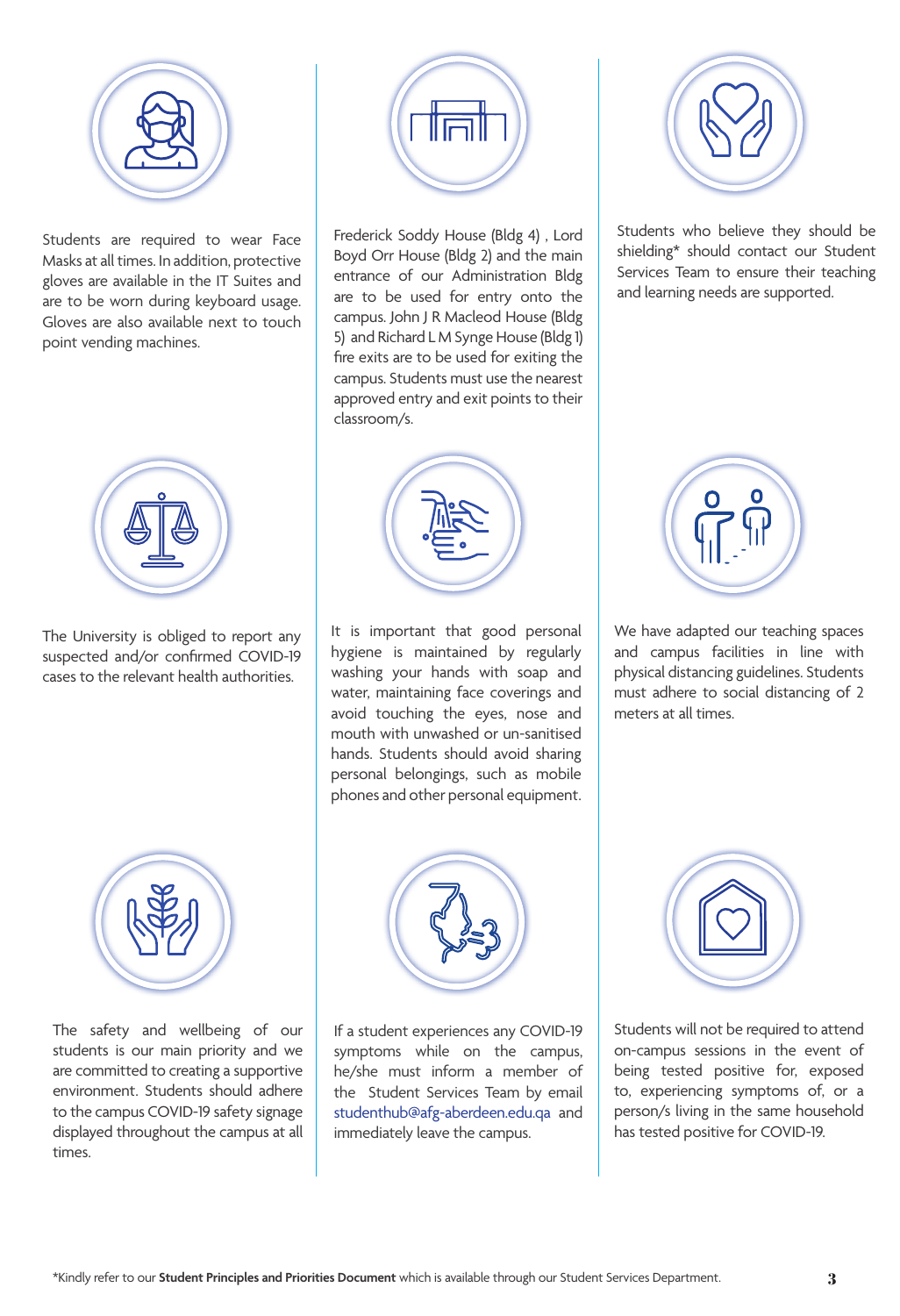Students are required to wear Face Masks at all times. In addition, protective gloves are available in the IT Suites and are to be worn by students during keyboard usage. Gloves are also available next to touch point vending machines.

Frederick Soddy House (Bldg 4) , Lord Boyd Orr House (Bldg 2) and the main entrance of our Administration Bldg are to be used for entry onto the campus. John J R Macleod House (Bldg 5) and Richard L M Synge House (Bldg 1) fire exits are to be used for exiting the campus. Students must use the nearest approved entry and exit points to their classroom/s.

Students who believe they should be shielding* should contact our Student Services Team to ensure their teaching and learning needs are supported.

The University is obliged to report any suspected and/or confirmed COVID-19 cases to the relevant health authorities.

It is important that good personal hygiene is maintained by regularly washing your hands with soap and water, maintaining face coverings and avoid touching the eyes, nose and mouth with unwashed or un-sanitised hands. Students should avoid sharing personal belongings, such as mobile phones and other personal equipment.

We have adapted our teaching spaces and campus facilities in line with physical distancing guidelines. Students must adhere to social distancing of 2 meters at all times.

The safety and wellbeing of our students is our main priority and we are committed to creating a supportive environment. Students should adhere to the campus COVID-19 safety signage displayed throughout the campus at all times.

If a student experiences any COVID-19 symptoms while on the campus, he/she must inform a member of the Student Services Team by email studenthub@afg-aberdeen.edu.qa and immediately leave the campus.

Students will not be required to attend on-campus sessions in the event of being tested positive for, exposed to, experiencing symptoms of, or a person/s living in the same household has tested positive for COVID-19.

*Kindly refer to our **Student Principles and Priorities Document** which is available through our Student Services Department.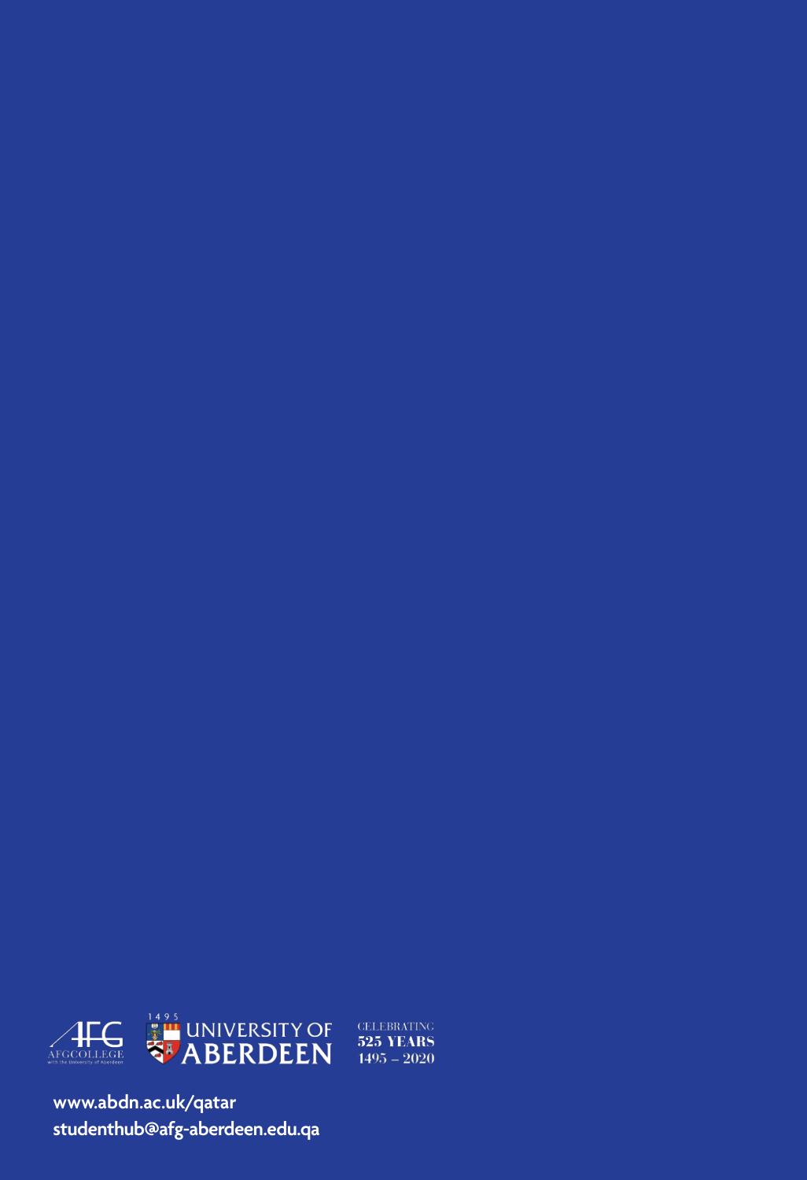AFG COLLEGE
with the University of Aberdeen

1495
UNIVERSITY OF
ABERDEEN

CELEBRATING
525 YEARS
1495 – 2020

**www.abdn.ac.uk/qatar**
**studenthub@afg-aberdeen.edu.qa**